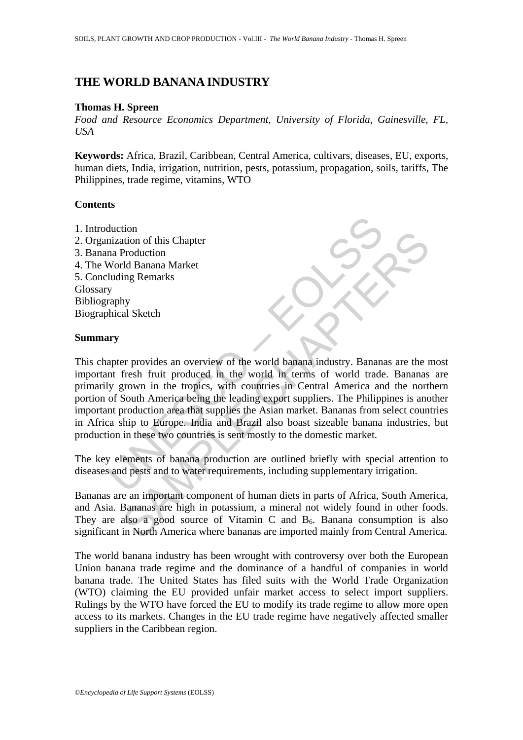# THE WORLD BANANA INDUSTRY

**Thomas H. Spreen**

*Food and Resource Economics Department, University of Florida, Gainesville, FL, USA*

**Keywords:** Africa, Brazil, Caribbean, Central America, cultivars, diseases, EU, exports, human diets, India, irrigation, nutrition, pests, potassium, propagation, soils, tariffs, The Philippines, trade regime, vitamins, WTO

## Contents

1. Introduction
2. Organization of this Chapter
3. Banana Production
4. The World Banana Market
5. Concluding Remarks

Glossary
Bibliography
Biographical Sketch

## Summary

This chapter provides an overview of the world banana industry. Bananas are the most important fresh fruit produced in the world in terms of world trade. Bananas are primarily grown in the tropics, with countries in Central America and the northern portion of South America being the leading export suppliers. The Philippines is another important production area that supplies the Asian market. Bananas from select countries in Africa ship to Europe. India and Brazil also boast sizeable banana industries, but production in these two countries is sent mostly to the domestic market.

The key elements of banana production are outlined briefly with special attention to diseases and pests and to water requirements, including supplementary irrigation.

Bananas are an important component of human diets in parts of Africa, South America, and Asia. Bananas are high in potassium, a mineral not widely found in other foods. They are also a good source of Vitamin C and $B_6$. Banana consumption is also significant in North America where bananas are imported mainly from Central America.

The world banana industry has been wrought with controversy over both the European Union banana trade regime and the dominance of a handful of companies in world banana trade. The United States has filed suits with the World Trade Organization (WTO) claiming the EU provided unfair market access to select import suppliers. Rulings by the WTO have forced the EU to modify its trade regime to allow more open access to its markets. Changes in the EU trade regime have negatively affected smaller suppliers in the Caribbean region.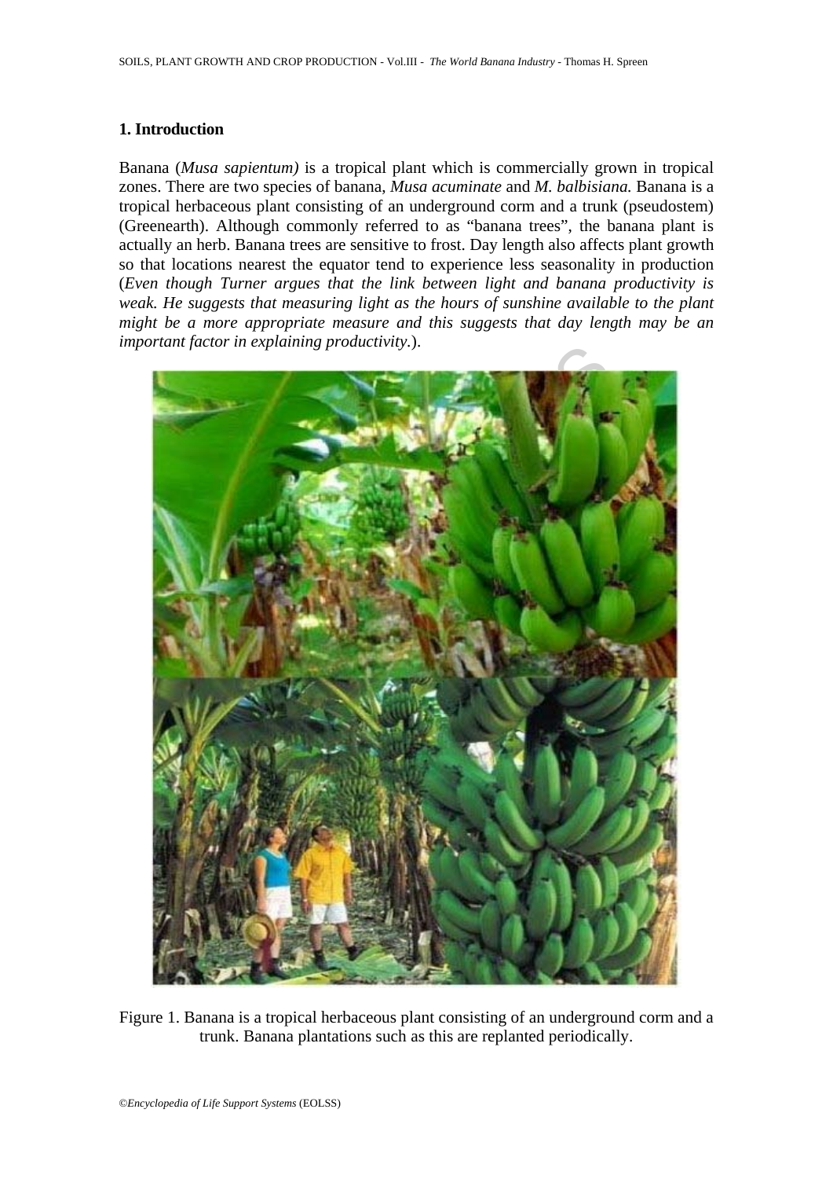## 1. Introduction

Banana (*Musa sapientum)* is a tropical plant which is commercially grown in tropical zones. There are two species of banana, *Musa acuminate* and *M. balbisiana.* Banana is a tropical herbaceous plant consisting of an underground corm and a trunk (pseudostem) (Greenearth). Although commonly referred to as "banana trees", the banana plant is actually an herb. Banana trees are sensitive to frost. Day length also affects plant growth so that locations nearest the equator tend to experience less seasonality in production (*Even though Turner argues that the link between light and banana productivity is weak. He suggests that measuring light as the hours of sunshine available to the plant might be a more appropriate measure and this suggests that day length may be an important factor in explaining productivity.*).

Figure 1. Banana is a tropical herbaceous plant consisting of an underground corm and a trunk. Banana plantations such as this are replanted periodically.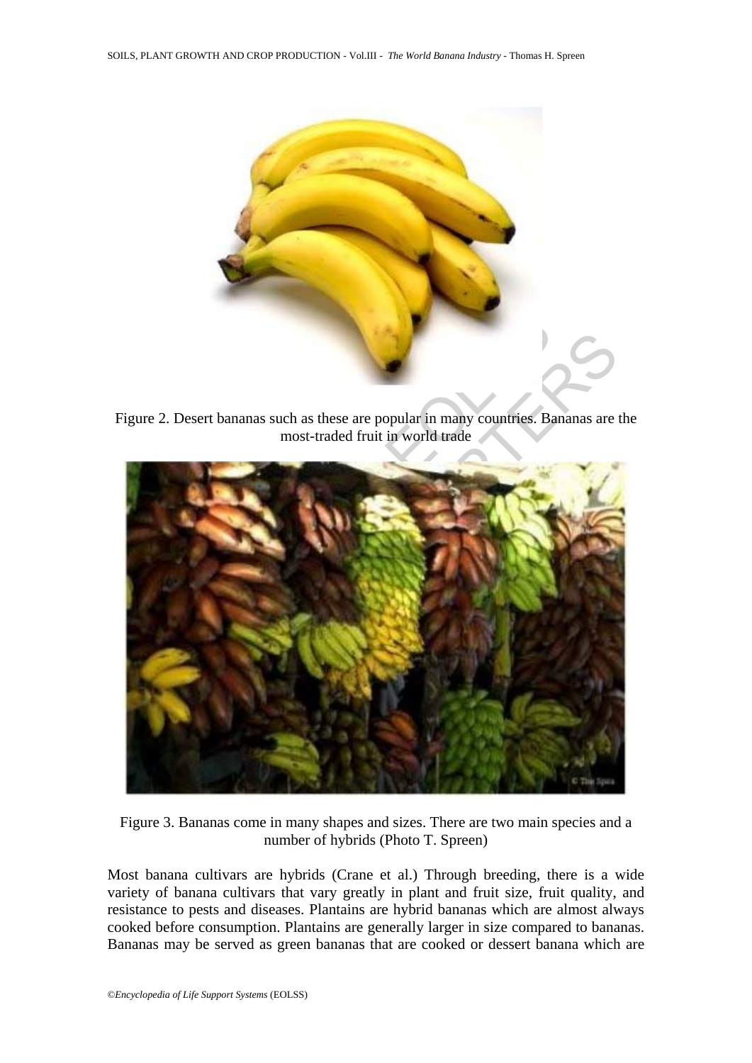Figure 2. Desert bananas such as these are popular in many countries. Bananas are the most-traded fruit in world trade

Figure 3. Bananas come in many shapes and sizes. There are two main species and a number of hybrids (Photo T. Spreen)

Most banana cultivars are hybrids (Crane et al.) Through breeding, there is a wide variety of banana cultivars that vary greatly in plant and fruit size, fruit quality, and resistance to pests and diseases. Plantains are hybrid bananas which are almost always cooked before consumption. Plantains are generally larger in size compared to bananas. Bananas may be served as green bananas that are cooked or dessert banana which are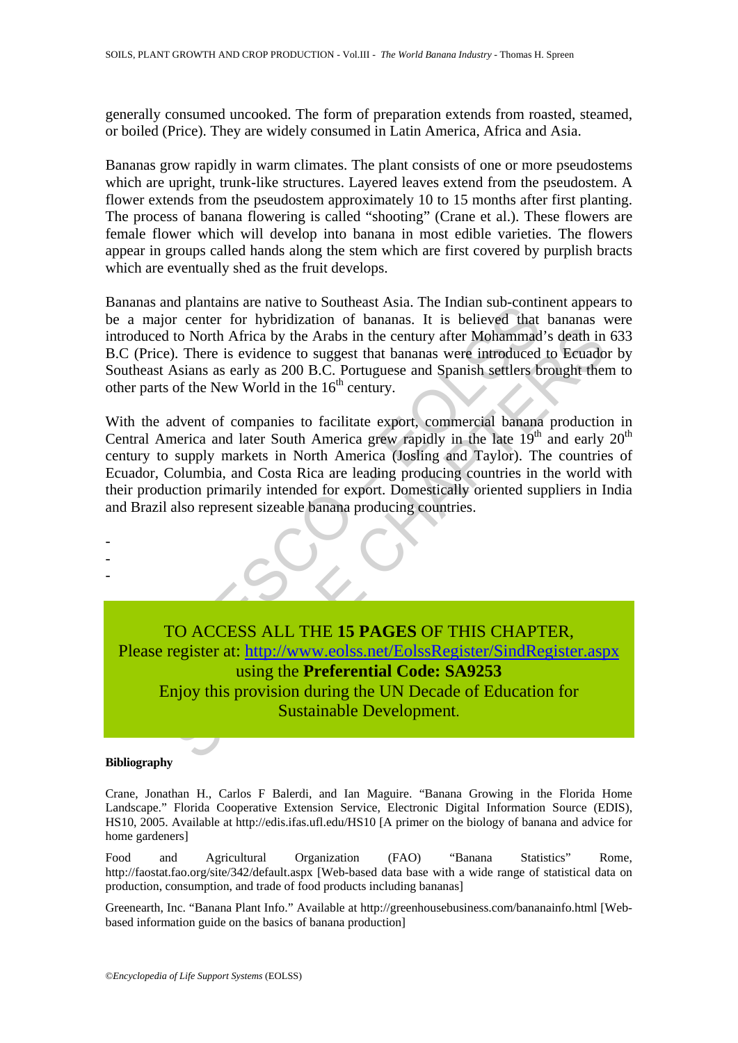generally consumed uncooked. The form of preparation extends from roasted, steamed, or boiled (Price). They are widely consumed in Latin America, Africa and Asia.

Bananas grow rapidly in warm climates. The plant consists of one or more pseudostems which are upright, trunk-like structures. Layered leaves extend from the pseudostem. A flower extends from the pseudostem approximately 10 to 15 months after first planting. The process of banana flowering is called "shooting" (Crane et al.). These flowers are female flower which will develop into banana in most edible varieties. The flowers appear in groups called hands along the stem which are first covered by purplish bracts which are eventually shed as the fruit develops.

Bananas and plantains are native to Southeast Asia. The Indian sub-continent appears to be a major center for hybridization of bananas. It is believed that bananas were introduced to North Africa by the Arabs in the century after Mohammad's death in 633 B.C (Price). There is evidence to suggest that bananas were introduced to Ecuador by Southeast Asians as early as 200 B.C. Portuguese and Spanish settlers brought them to other parts of the New World in the 16th century.

With the advent of companies to facilitate export, commercial banana production in Central America and later South America grew rapidly in the late 19th and early 20th century to supply markets in North America (Josling and Taylor). The countries of Ecuador, Columbia, and Costa Rica are leading producing countries in the world with their production primarily intended for export. Domestically oriented suppliers in India and Brazil also represent sizeable banana producing countries.

-
-
-

TO ACCESS ALL THE **15 PAGES** OF THIS CHAPTER,
Please register at: http://www.eolss.net/EolssRegister/SindRegister.aspx
using the **Preferential Code: SA9253**
Enjoy this provision during the UN Decade of Education for Sustainable Development.

**Bibliography**

Crane, Jonathan H., Carlos F Balerdi, and Ian Maguire. "Banana Growing in the Florida Home Landscape." Florida Cooperative Extension Service, Electronic Digital Information Source (EDIS), HS10, 2005. Available at http://edis.ifas.ufl.edu/HS10 [A primer on the biology of banana and advice for home gardeners]

Food and Agricultural Organization (FAO) "Banana Statistics" Rome, http://faostat.fao.org/site/342/default.aspx [Web-based data base with a wide range of statistical data on production, consumption, and trade of food products including bananas]

Greenearth, Inc. "Banana Plant Info." Available at http://greenhousebusiness.com/bananainfo.html [Web-based information guide on the basics of banana production]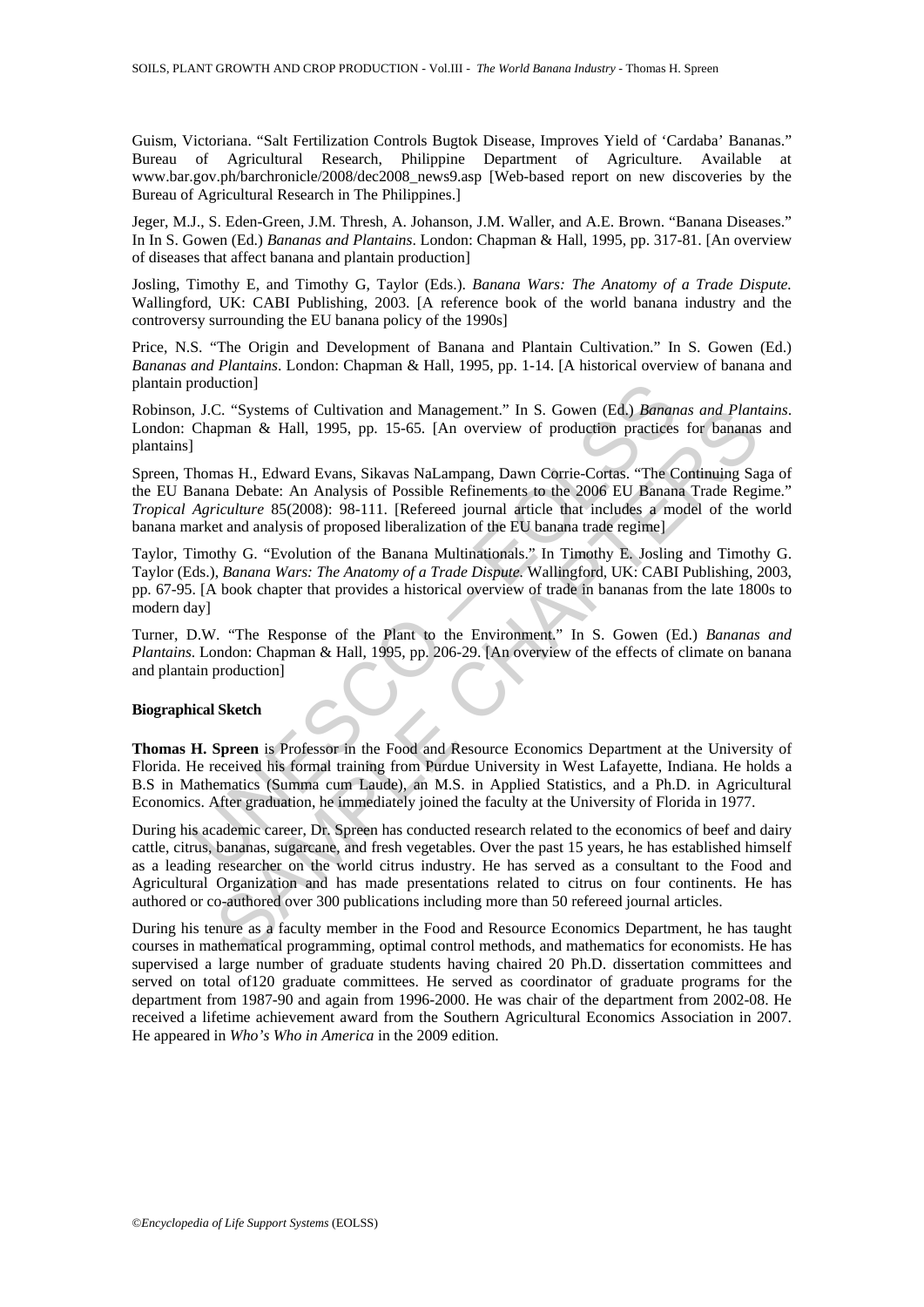Guism, Victoriana. "Salt Fertilization Controls Bugtok Disease, Improves Yield of 'Cardaba' Bananas." Bureau of Agricultural Research, Philippine Department of Agriculture. Available at www.bar.gov.ph/barchronicle/2008/dec2008_news9.asp [Web-based report on new discoveries by the Bureau of Agricultural Research in The Philippines.]

Jeger, M.J., S. Eden-Green, J.M. Thresh, A. Johanson, J.M. Waller, and A.E. Brown. "Banana Diseases." In In S. Gowen (Ed.) *Bananas and Plantains*. London: Chapman & Hall, 1995, pp. 317-81. [An overview of diseases that affect banana and plantain production]

Josling, Timothy E, and Timothy G, Taylor (Eds.). *Banana Wars: The Anatomy of a Trade Dispute.* Wallingford, UK: CABI Publishing, 2003. [A reference book of the world banana industry and the controversy surrounding the EU banana policy of the 1990s]

Price, N.S. "The Origin and Development of Banana and Plantain Cultivation." In S. Gowen (Ed.) *Bananas and Plantains*. London: Chapman & Hall, 1995, pp. 1-14. [A historical overview of banana and plantain production]

Robinson, J.C. "Systems of Cultivation and Management." In S. Gowen (Ed.) *Bananas and Plantains*. London: Chapman & Hall, 1995, pp. 15-65. [An overview of production practices for bananas and plantains]

Spreen, Thomas H., Edward Evans, Sikavas NaLampang, Dawn Corrie-Cortas. "The Continuing Saga of the EU Banana Debate: An Analysis of Possible Refinements to the 2006 EU Banana Trade Regime." *Tropical Agriculture* 85(2008): 98-111. [Refereed journal article that includes a model of the world banana market and analysis of proposed liberalization of the EU banana trade regime]

Taylor, Timothy G. "Evolution of the Banana Multinationals." In Timothy E. Josling and Timothy G. Taylor (Eds.), *Banana Wars: The Anatomy of a Trade Dispute*. Wallingford, UK: CABI Publishing, 2003, pp. 67-95. [A book chapter that provides a historical overview of trade in bananas from the late 1800s to modern day]

Turner, D.W. "The Response of the Plant to the Environment." In S. Gowen (Ed.) *Bananas and Plantains*. London: Chapman & Hall, 1995, pp. 206-29. [An overview of the effects of climate on banana and plantain production]

### Biographical Sketch

**Thomas H. Spreen** is Professor in the Food and Resource Economics Department at the University of Florida. He received his formal training from Purdue University in West Lafayette, Indiana. He holds a B.S in Mathematics (Summa cum Laude), an M.S. in Applied Statistics, and a Ph.D. in Agricultural Economics. After graduation, he immediately joined the faculty at the University of Florida in 1977.

During his academic career, Dr. Spreen has conducted research related to the economics of beef and dairy cattle, citrus, bananas, sugarcane, and fresh vegetables. Over the past 15 years, he has established himself as a leading researcher on the world citrus industry. He has served as a consultant to the Food and Agricultural Organization and has made presentations related to citrus on four continents. He has authored or co-authored over 300 publications including more than 50 refereed journal articles.

During his tenure as a faculty member in the Food and Resource Economics Department, he has taught courses in mathematical programming, optimal control methods, and mathematics for economists. He has supervised a large number of graduate students having chaired 20 Ph.D. dissertation committees and served on total of120 graduate committees. He served as coordinator of graduate programs for the department from 1987-90 and again from 1996-2000. He was chair of the department from 2002-08. He received a lifetime achievement award from the Southern Agricultural Economics Association in 2007. He appeared in *Who's Who in America* in the 2009 edition.